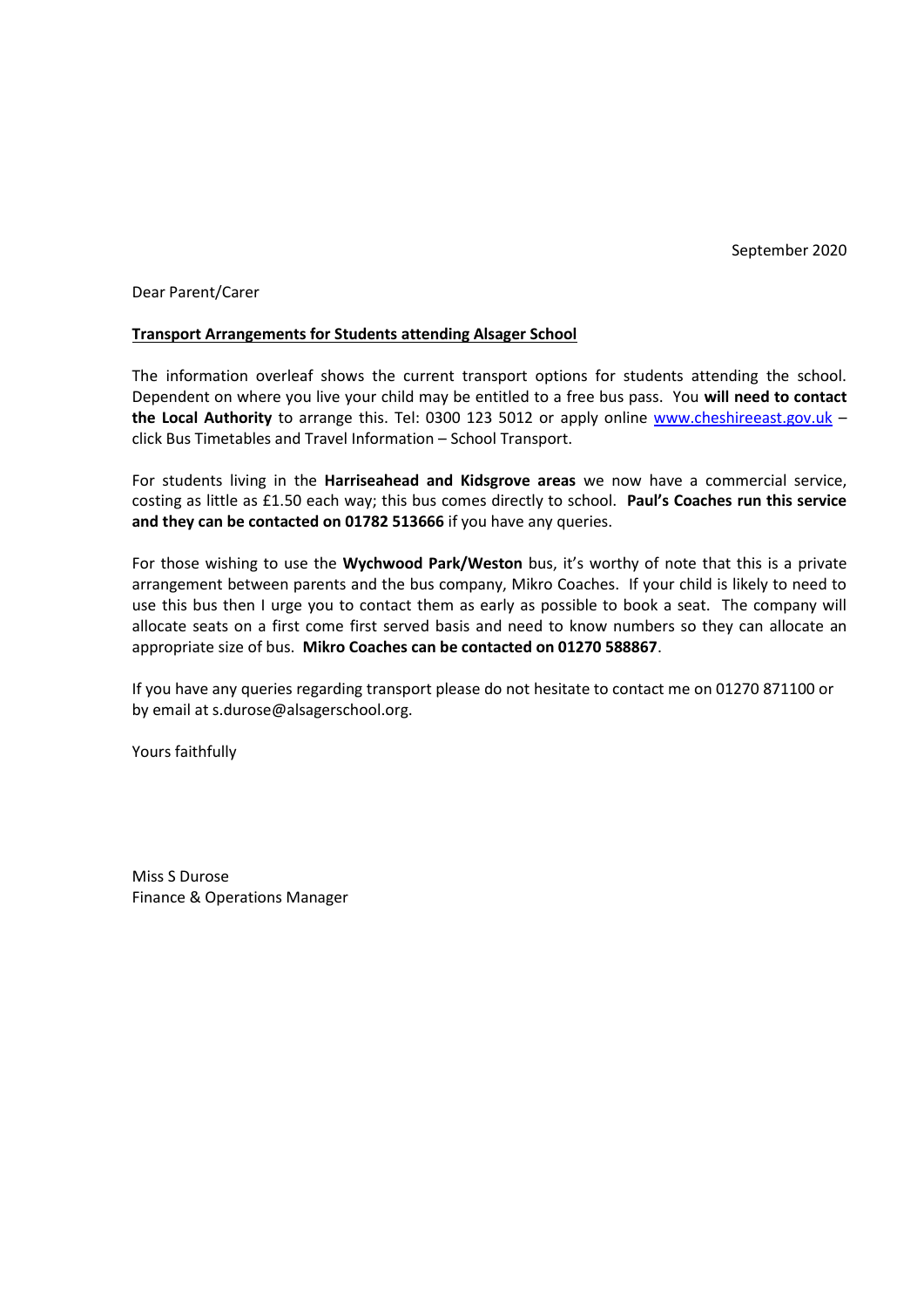September 2020

Dear Parent/Carer

**Transport Arrangements for Students attending Alsager School**

The information overleaf shows the current transport options for students attending the school. Dependent on where you live your child may be entitled to a free bus pass. You **will need to contact the Local Authority** to arrange this. Tel: 0300 123 5012 or apply online [www.cheshireeast.gov.uk](http://www.cheshireeast.gov.uk) – click Bus Timetables and Travel Information – School Transport.

For students living in the **Harriseahead and Kidsgrove areas** we now have a commercial service, costing as little as £1.50 each way; this bus comes directly to school. **Paul's Coaches run this service and they can be contacted on 01782 513666** if you have any queries.

For those wishing to use the **Wychwood Park/Weston** bus, it's worthy of note that this is a private arrangement between parents and the bus company, Mikro Coaches. If your child is likely to need to use this bus then I urge you to contact them as early as possible to book a seat. The company will allocate seats on a first come first served basis and need to know numbers so they can allocate an appropriate size of bus. **Mikro Coaches can be contacted on 01270 588867**.

If you have any queries regarding transport please do not hesitate to contact me on 01270 871100 or by email at s.durose@alsagerschool.org.

Yours faithfully

Miss S Durose
Finance & Operations Manager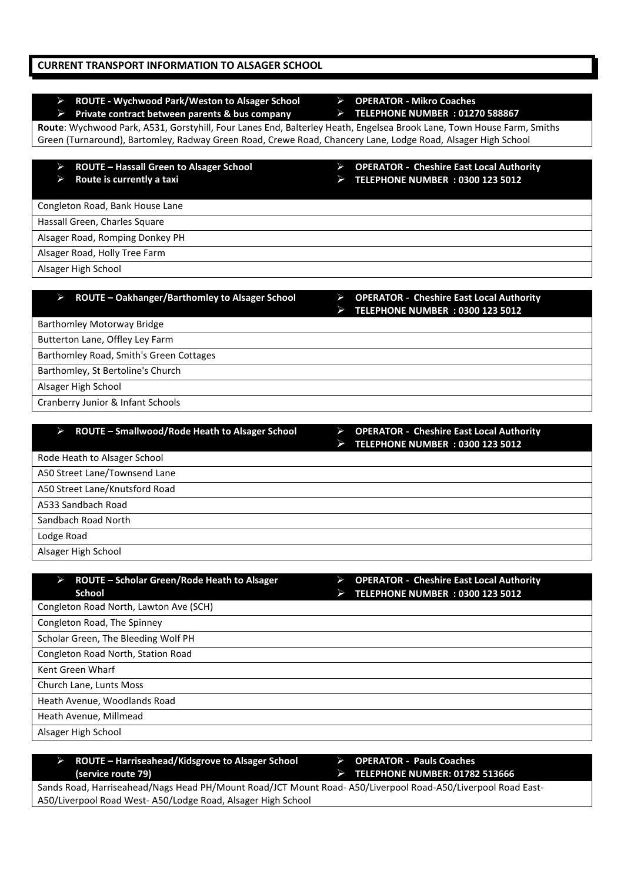## CURRENT TRANSPORT INFORMATION TO ALSAGER SCHOOL

- **ROUTE - Wychwood Park/Weston to Alsager School**
- **Private contract between parents & bus company**
- **OPERATOR - Mikro Coaches**
- **TELEPHONE NUMBER : 01270 588867**

**Route**: Wychwood Park, A531, Gorstyhill, Four Lanes End, Balterley Heath, Engelsea Brook Lane, Town House Farm, Smiths Green (Turnaround), Bartomley, Radway Green Road, Crewe Road, Chancery Lane, Lodge Road, Alsager High School

- **ROUTE – Hassall Green to Alsager School**
- **Route is currently a taxi**
- **OPERATOR - Cheshire East Local Authority**
- **TELEPHONE NUMBER : 0300 123 5012**

| |
|---|
| Congleton Road, Bank House Lane |
| Hassall Green, Charles Square |
| Alsager Road, Romping Donkey PH |
| Alsager Road, Holly Tree Farm |
| Alsager High School |

- **ROUTE – Oakhanger/Barthomley to Alsager School**
- **OPERATOR - Cheshire East Local Authority**
- **TELEPHONE NUMBER : 0300 123 5012**

| |
|---|
| Barthomley Motorway Bridge |
| Butterton Lane, Offley Ley Farm |
| Barthomley Road, Smith's Green Cottages |
| Barthomley, St Bertoline's Church |
| Alsager High School |
| Cranberry Junior & Infant Schools |

- **ROUTE – Smallwood/Rode Heath to Alsager School**
- **OPERATOR - Cheshire East Local Authority**
- **TELEPHONE NUMBER : 0300 123 5012**

| |
|---|
| Rode Heath to Alsager School |
| A50 Street Lane/Townsend Lane |
| A50 Street Lane/Knutsford Road |
| A533 Sandbach Road |
| Sandbach Road North |
| Lodge Road |
| Alsager High School |

- **ROUTE – Scholar Green/Rode Heath to Alsager School**
- **OPERATOR - Cheshire East Local Authority**
- **TELEPHONE NUMBER : 0300 123 5012**

| |
|---|
| Congleton Road North, Lawton Ave (SCH) |
| Congleton Road, The Spinney |
| Scholar Green, The Bleeding Wolf PH |
| Congleton Road North, Station Road |
| Kent Green Wharf |
| Church Lane, Lunts Moss |
| Heath Avenue, Woodlands Road |
| Heath Avenue, Millmead |
| Alsager High School |

- **ROUTE – Harriseahead/Kidsgrove to Alsager School (service route 79)**
- **OPERATOR - Pauls Coaches**
- **TELEPHONE NUMBER: 01782 513666**

Sands Road, Harriseahead/Nags Head PH/Mount Road/JCT Mount Road- A50/Liverpool Road-A50/Liverpool Road East-A50/Liverpool Road West- A50/Lodge Road, Alsager High School